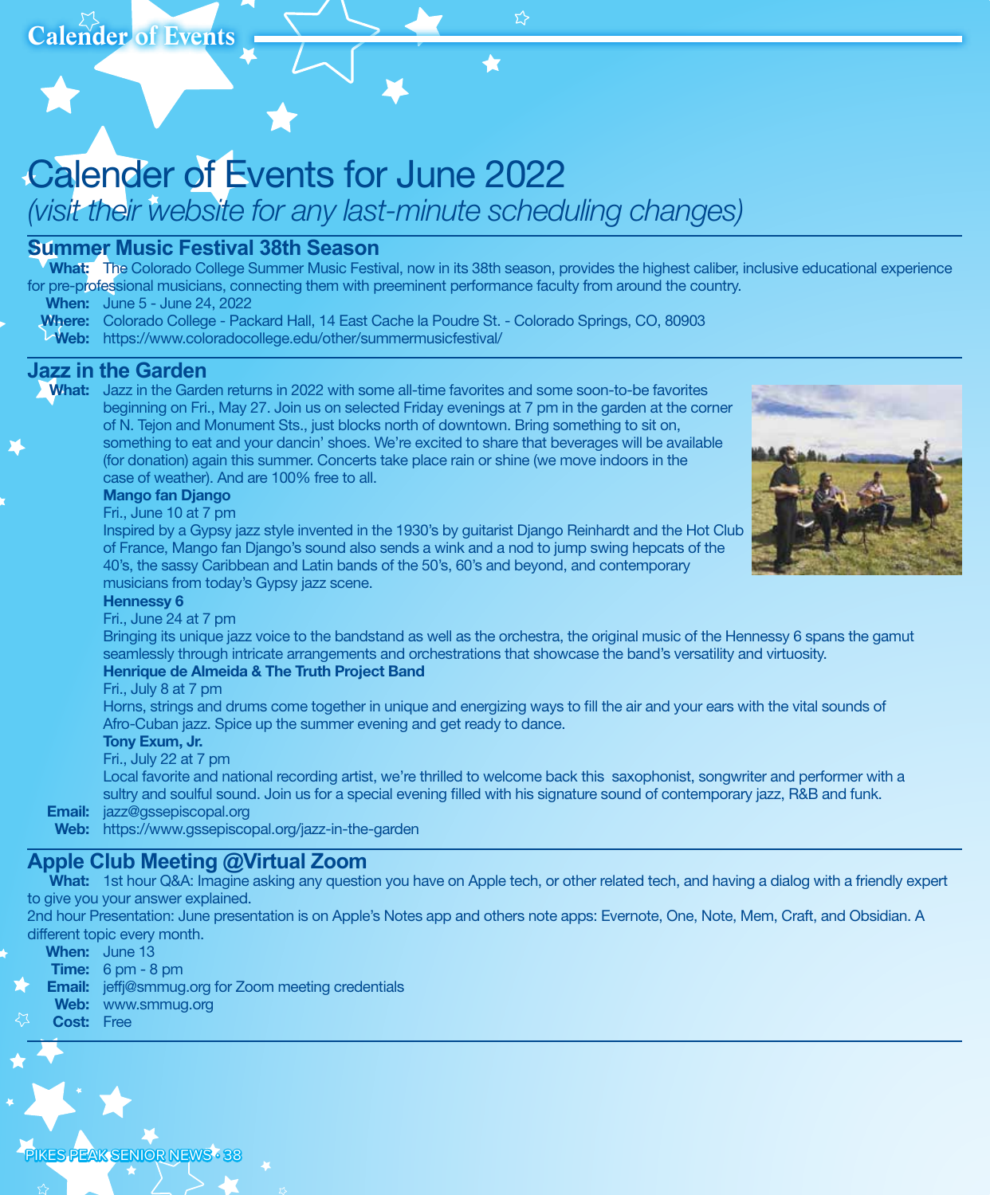# Calender of Events for June 2022

*(visit their website for any last-minute scheduling changes)*

## Summer Music Festival 38th Season

**What:** The Colorado College Summer Music Festival, now in its 38th season, provides the highest caliber, inclusive educational experience for pre-professional musicians, connecting them with preeminent performance faculty from around the country.

**When:** June 5 - June 24, 2022

**Where:** Colorado College - Packard Hall, 14 East Cache la Poudre St. - Colorado Springs, CO, 80903

**Web:** https://www.coloradocollege.edu/other/summermusicfestival/

## Jazz in the Garden

**What:** Jazz in the Garden returns in 2022 with some all-time favorites and some soon-to-be favorites beginning on Fri., May 27. Join us on selected Friday evenings at 7 pm in the garden at the corner of N. Tejon and Monument Sts., just blocks north of downtown. Bring something to sit on, something to eat and your dancin' shoes. We're excited to share that beverages will be available (for donation) again this summer. Concerts take place rain or shine (we move indoors in the case of weather). And are 100% free to all.

**Mango fan Django**
Fri., June 10 at 7 pm
Inspired by a Gypsy jazz style invented in the 1930's by guitarist Django Reinhardt and the Hot Club of France, Mango fan Django's sound also sends a wink and a nod to jump swing hepcats of the 40's, the sassy Caribbean and Latin bands of the 50's, 60's and beyond, and contemporary musicians from today's Gypsy jazz scene.

**Hennessy 6**
Fri., June 24 at 7 pm
Bringing its unique jazz voice to the bandstand as well as the orchestra, the original music of the Hennessy 6 spans the gamut seamlessly through intricate arrangements and orchestrations that showcase the band's versatility and virtuosity.

**Henrique de Almeida & The Truth Project Band**
Fri., July 8 at 7 pm
Horns, strings and drums come together in unique and energizing ways to fill the air and your ears with the vital sounds of Afro-Cuban jazz. Spice up the summer evening and get ready to dance.

**Tony Exum, Jr.**
Fri., July 22 at 7 pm
Local favorite and national recording artist, we're thrilled to welcome back this saxophonist, songwriter and performer with a sultry and soulful sound. Join us for a special evening filled with his signature sound of contemporary jazz, R&B and funk.

**Email:** jazz@gssepiscopal.org

**Web:** https://www.gssepiscopal.org/jazz-in-the-garden

## Apple Club Meeting @Virtual Zoom

**What:** 1st hour Q&A: Imagine asking any question you have on Apple tech, or other related tech, and having a dialog with a friendly expert to give you your answer explained.
2nd hour Presentation: June presentation is on Apple's Notes app and others note apps: Evernote, One, Note, Mem, Craft, and Obsidian. A different topic every month.

**When:** June 13

**Time:** 6 pm - 8 pm

**Email:** jeffj@smmug.org for Zoom meeting credentials

**Web:** www.smmug.org

**Cost:** Free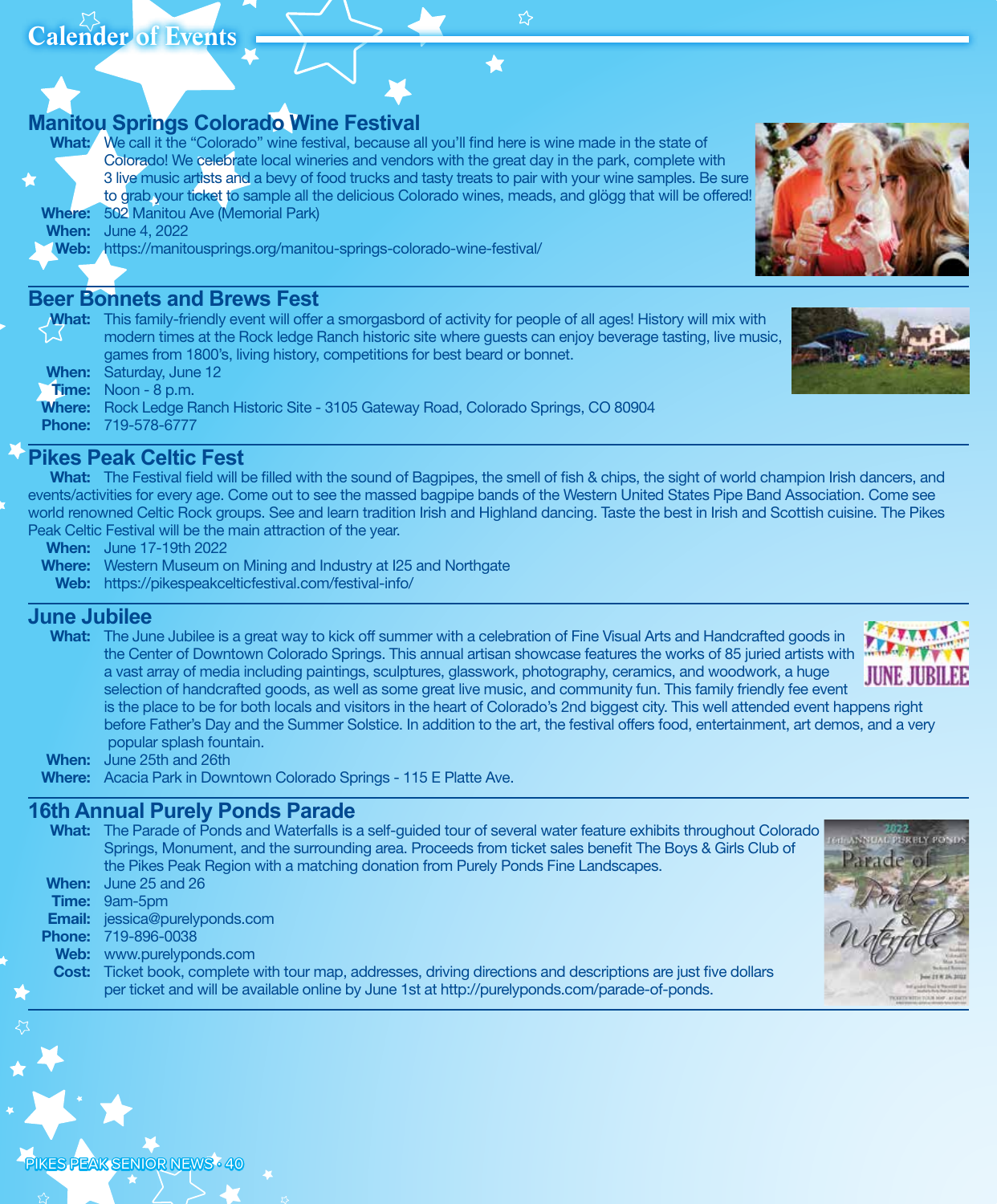# Calender of Events

## Manitou Springs Colorado Wine Festival

**What:** We call it the "Colorado" wine festival, because all you'll find here is wine made in the state of Colorado! We celebrate local wineries and vendors with the great day in the park, complete with 3 live music artists and a bevy of food trucks and tasty treats to pair with your wine samples. Be sure to grab your ticket to sample all the delicious Colorado wines, meads, and glögg that will be offered!

**Where:** 502 Manitou Ave (Memorial Park)

**When:** June 4, 2022

**Web:** https://manitousprings.org/manitou-springs-colorado-wine-festival/

## Beer Bonnets and Brews Fest

**What:** This family-friendly event will offer a smorgasbord of activity for people of all ages! History will mix with modern times at the Rock ledge Ranch historic site where guests can enjoy beverage tasting, live music, games from 1800's, living history, competitions for best beard or bonnet.

**When:** Saturday, June 12

**Time:** Noon - 8 p.m.

**Where:** Rock Ledge Ranch Historic Site - 3105 Gateway Road, Colorado Springs, CO 80904

**Phone:** 719-578-6777

## Pikes Peak Celtic Fest

**What:** The Festival field will be filled with the sound of Bagpipes, the smell of fish & chips, the sight of world champion Irish dancers, and events/activities for every age. Come out to see the massed bagpipe bands of the Western United States Pipe Band Association. Come see world renowned Celtic Rock groups. See and learn tradition Irish and Highland dancing. Taste the best in Irish and Scottish cuisine. The Pikes Peak Celtic Festival will be the main attraction of the year.

**When:** June 17-19th 2022

**Where:** Western Museum on Mining and Industry at I25 and Northgate

**Web:** https://pikespeakcelticfestival.com/festival-info/

## June Jubilee

**What:** The June Jubilee is a great way to kick off summer with a celebration of Fine Visual Arts and Handcrafted goods in the Center of Downtown Colorado Springs. This annual artisan showcase features the works of 85 juried artists with a vast array of media including paintings, sculptures, glasswork, photography, ceramics, and woodwork, a huge selection of handcrafted goods, as well as some great live music, and community fun. This family friendly fee event is the place to be for both locals and visitors in the heart of Colorado's 2nd biggest city. This well attended event happens right before Father's Day and the Summer Solstice. In addition to the art, the festival offers food, entertainment, art demos, and a very popular splash fountain.

**When:** June 25th and 26th

**Where:** Acacia Park in Downtown Colorado Springs - 115 E Platte Ave.

## 16th Annual Purely Ponds Parade

**What:** The Parade of Ponds and Waterfalls is a self-guided tour of several water feature exhibits throughout Colorado Springs, Monument, and the surrounding area. Proceeds from ticket sales benefit The Boys & Girls Club of the Pikes Peak Region with a matching donation from Purely Ponds Fine Landscapes.

**When:** June 25 and 26

**Time:** 9am-5pm

**Email:** jessica@purelyponds.com

**Phone:** 719-896-0038

**Web:** www.purelyponds.com

**Cost:** Ticket book, complete with tour map, addresses, driving directions and descriptions are just five dollars per ticket and will be available online by June 1st at http://purelyponds.com/parade-of-ponds.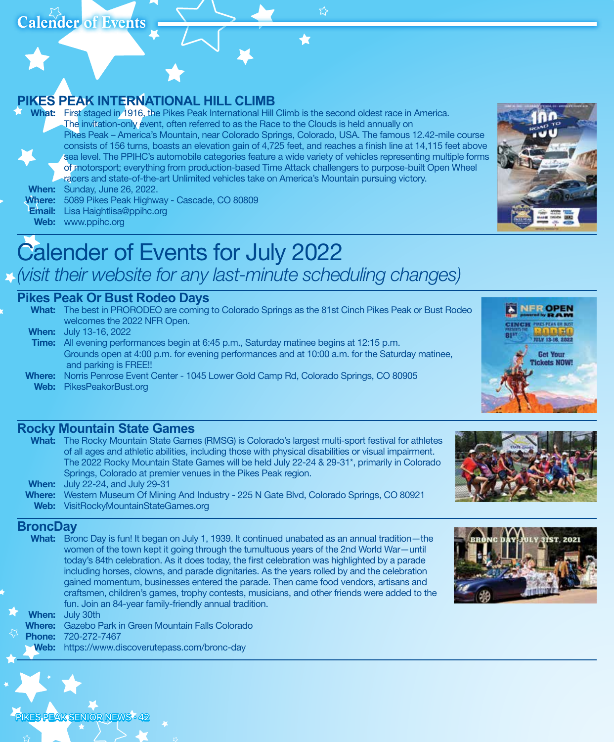# Calender of Events

## PIKES PEAK INTERNATIONAL HILL CLIMB

**What:** First staged in 1916, the Pikes Peak International Hill Climb is the second oldest race in America. The invitation-only event, often referred to as the Race to the Clouds is held annually on Pikes Peak – America's Mountain, near Colorado Springs, Colorado, USA. The famous 12.42-mile course consists of 156 turns, boasts an elevation gain of 4,725 feet, and reaches a finish line at 14,115 feet above sea level. The PPIHC's automobile categories feature a wide variety of vehicles representing multiple forms of motorsport; everything from production-based Time Attack challengers to purpose-built Open Wheel racers and state-of-the-art Unlimited vehicles take on America's Mountain pursuing victory.
**When:** Sunday, June 26, 2022.
**Where:** 5089 Pikes Peak Highway - Cascade, CO 80809
**Email:** Lisa Haightlisa@ppihc.org
**Web:** www.ppihc.org

# Calender of Events for July 2022

*(visit their website for any last-minute scheduling changes)*

## Pikes Peak Or Bust Rodeo Days

**What:** The best in PRORODEO are coming to Colorado Springs as the 81st Cinch Pikes Peak or Bust Rodeo welcomes the 2022 NFR Open.
**When:** July 13-16, 2022
**Time:** All evening performances begin at 6:45 p.m., Saturday matinee begins at 12:15 p.m. Grounds open at 4:00 p.m. for evening performances and at 10:00 a.m. for the Saturday matinee, and parking is FREE!!
**Where:** Norris Penrose Event Center - 1045 Lower Gold Camp Rd, Colorado Springs, CO 80905
**Web:** PikesPeakorBust.org

## Rocky Mountain State Games

**What:** The Rocky Mountain State Games (RMSG) is Colorado's largest multi-sport festival for athletes of all ages and athletic abilities, including those with physical disabilities or visual impairment. The 2022 Rocky Mountain State Games will be held July 22-24 & 29-31*, primarily in Colorado Springs, Colorado at premier venues in the Pikes Peak region.
**When:** July 22-24, and July 29-31
**Where:** Western Museum Of Mining And Industry - 225 N Gate Blvd, Colorado Springs, CO 80921
**Web:** VisitRockyMountainStateGames.org

## BroncDay

**What:** Bronc Day is fun! It began on July 1, 1939. It continued unabated as an annual tradition—the women of the town kept it going through the tumultuous years of the 2nd World War—until today's 84th celebration. As it does today, the first celebration was highlighted by a parade including horses, clowns, and parade dignitaries. As the years rolled by and the celebration gained momentum, businesses entered the parade. Then came food vendors, artisans and craftsmen, children's games, trophy contests, musicians, and other friends were added to the fun. Join an 84-year family-friendly annual tradition.
**When:** July 30th
**Where:** Gazebo Park in Green Mountain Falls Colorado
**Phone:** 720-272-7467
**Web:** https://www.discoverutepass.com/bronc-day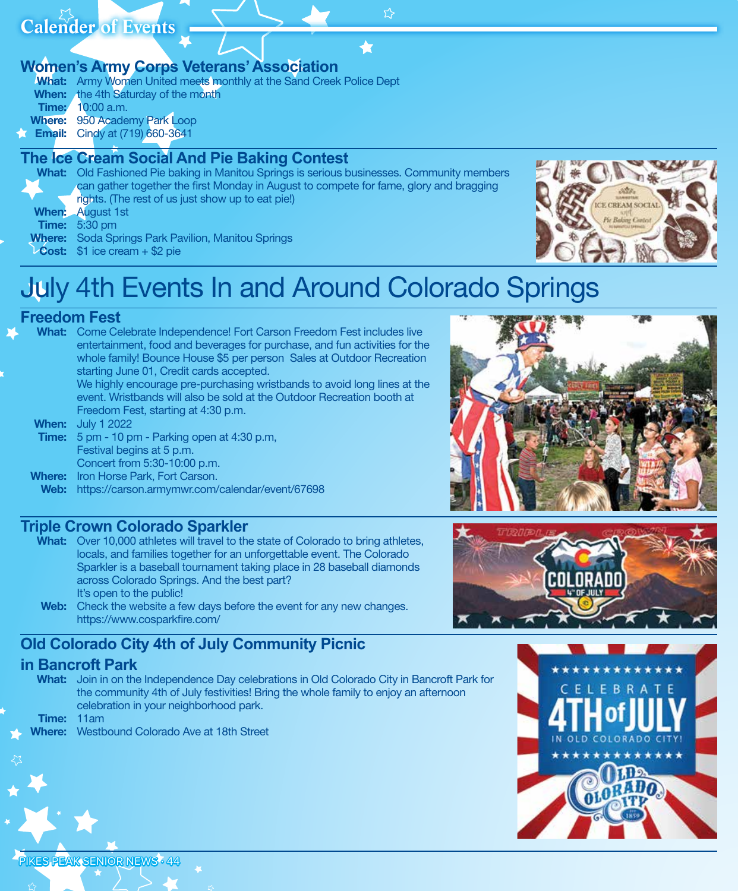# Calender of Events

## Women's Army Corps Veterans' Association

**What:** Army Women United meets monthly at the Sand Creek Police Dept
**When:** the 4th Saturday of the month
**Time:** 10:00 a.m.
**Where:** 950 Academy Park Loop
**Email:** Cindy at (719) 660-3641

## The Ice Cream Social And Pie Baking Contest

**What:** Old Fashioned Pie baking in Manitou Springs is serious businesses. Community members can gather together the first Monday in August to compete for fame, glory and bragging rights. (The rest of us just show up to eat pie!)
**When:** August 1st
**Time:** 5:30 pm
**Where:** Soda Springs Park Pavilion, Manitou Springs
**Cost:** $1 ice cream + $2 pie

# July 4th Events In and Around Colorado Springs

## Freedom Fest

**What:** Come Celebrate Independence! Fort Carson Freedom Fest includes live entertainment, food and beverages for purchase, and fun activities for the whole family! Bounce House $5 per person Sales at Outdoor Recreation starting June 01, Credit cards accepted.
We highly encourage pre-purchasing wristbands to avoid long lines at the event. Wristbands will also be sold at the Outdoor Recreation booth at Freedom Fest, starting at 4:30 p.m.
**When:** July 1 2022
**Time:** 5 pm - 10 pm - Parking open at 4:30 p.m,
Festival begins at 5 p.m.
Concert from 5:30-10:00 p.m.
**Where:** Iron Horse Park, Fort Carson.
**Web:** https://carson.armymwr.com/calendar/event/67698

## Triple Crown Colorado Sparkler

**What:** Over 10,000 athletes will travel to the state of Colorado to bring athletes, locals, and families together for an unforgettable event. The Colorado Sparkler is a baseball tournament taking place in 28 baseball diamonds across Colorado Springs. And the best part?
It's open to the public!
**Web:** Check the website a few days before the event for any new changes.
https://www.cosparkfire.com/

## Old Colorado City 4th of July Community Picnic in Bancroft Park

**What:** Join in on the Independence Day celebrations in Old Colorado City in Bancroft Park for the community 4th of July festivities! Bring the whole family to enjoy an afternoon celebration in your neighborhood park.
**Time:** 11am
**Where:** Westbound Colorado Ave at 18th Street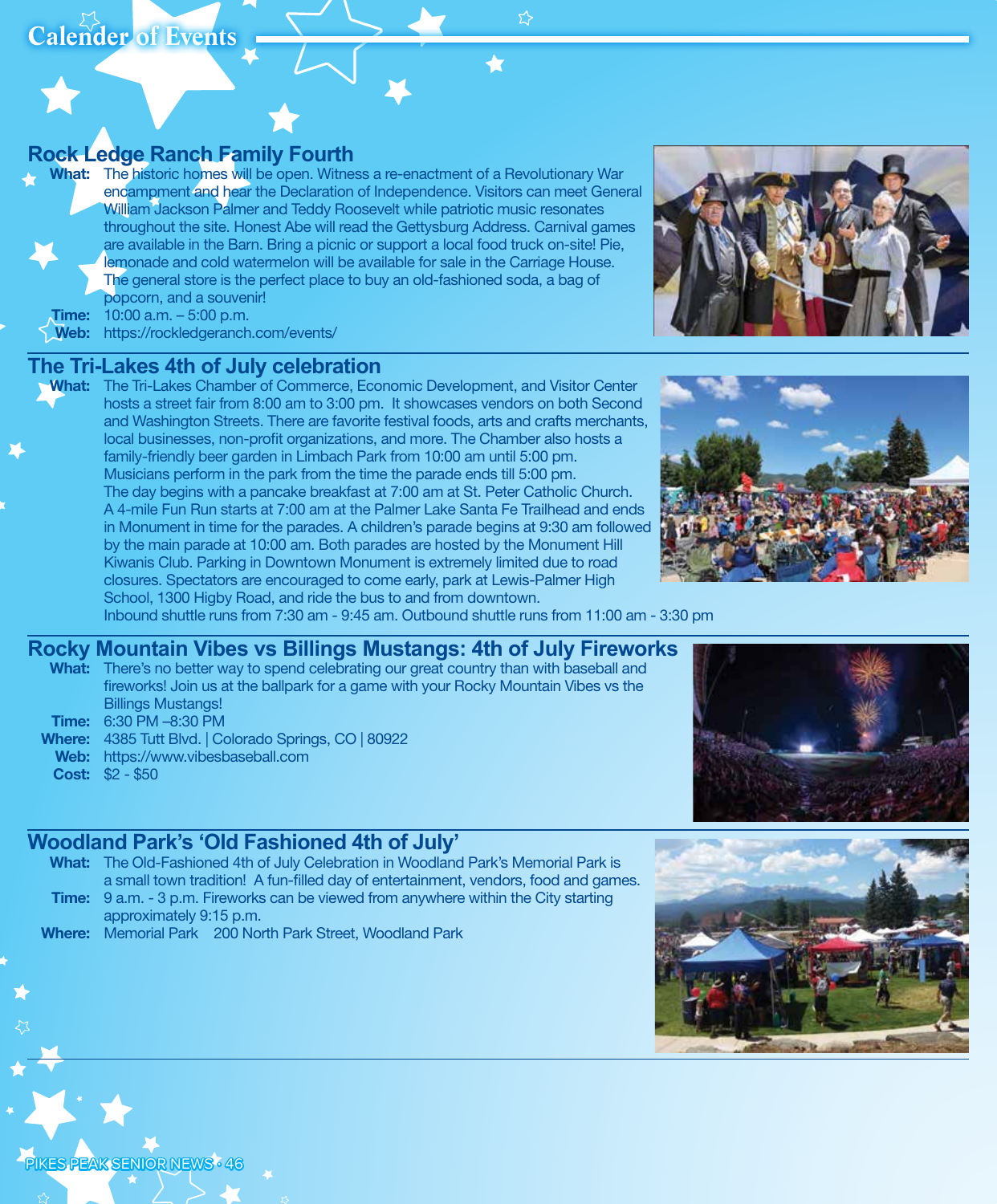# Calender of Events

## Rock Ledge Ranch Family Fourth

**What:** The historic homes will be open. Witness a re-enactment of a Revolutionary War encampment and hear the Declaration of Independence. Visitors can meet General William Jackson Palmer and Teddy Roosevelt while patriotic music resonates throughout the site. Honest Abe will read the Gettysburg Address. Carnival games are available in the Barn. Bring a picnic or support a local food truck on-site! Pie, lemonade and cold watermelon will be available for sale in the Carriage House. The general store is the perfect place to buy an old-fashioned soda, a bag of popcorn, and a souvenir!

**Time:** 10:00 a.m. – 5:00 p.m.

**Web:** https://rockledgeranch.com/events/

## The Tri-Lakes 4th of July celebration

**What:** The Tri-Lakes Chamber of Commerce, Economic Development, and Visitor Center hosts a street fair from 8:00 am to 3:00 pm. It showcases vendors on both Second and Washington Streets. There are favorite festival foods, arts and crafts merchants, local businesses, non-profit organizations, and more. The Chamber also hosts a family-friendly beer garden in Limbach Park from 10:00 am until 5:00 pm. Musicians perform in the park from the time the parade ends till 5:00 pm. The day begins with a pancake breakfast at 7:00 am at St. Peter Catholic Church. A 4-mile Fun Run starts at 7:00 am at the Palmer Lake Santa Fe Trailhead and ends in Monument in time for the parades. A children's parade begins at 9:30 am followed by the main parade at 10:00 am. Both parades are hosted by the Monument Hill Kiwanis Club. Parking in Downtown Monument is extremely limited due to road closures. Spectators are encouraged to come early, park at Lewis-Palmer High School, 1300 Higby Road, and ride the bus to and from downtown. Inbound shuttle runs from 7:30 am - 9:45 am. Outbound shuttle runs from 11:00 am - 3:30 pm

## Rocky Mountain Vibes vs Billings Mustangs: 4th of July Fireworks

**What:** There's no better way to spend celebrating our great country than with baseball and fireworks! Join us at the ballpark for a game with your Rocky Mountain Vibes vs the Billings Mustangs!

**Time:** 6:30 PM –8:30 PM

**Where:** 4385 Tutt Blvd. | Colorado Springs, CO | 80922

**Web:** https://www.vibesbaseball.com

**Cost:** $2 - $50

## Woodland Park's 'Old Fashioned 4th of July'

**What:** The Old-Fashioned 4th of July Celebration in Woodland Park's Memorial Park is a small town tradition! A fun-filled day of entertainment, vendors, food and games.

**Time:** 9 a.m. - 3 p.m. Fireworks can be viewed from anywhere within the City starting approximately 9:15 p.m.

**Where:** Memorial Park 200 North Park Street, Woodland Park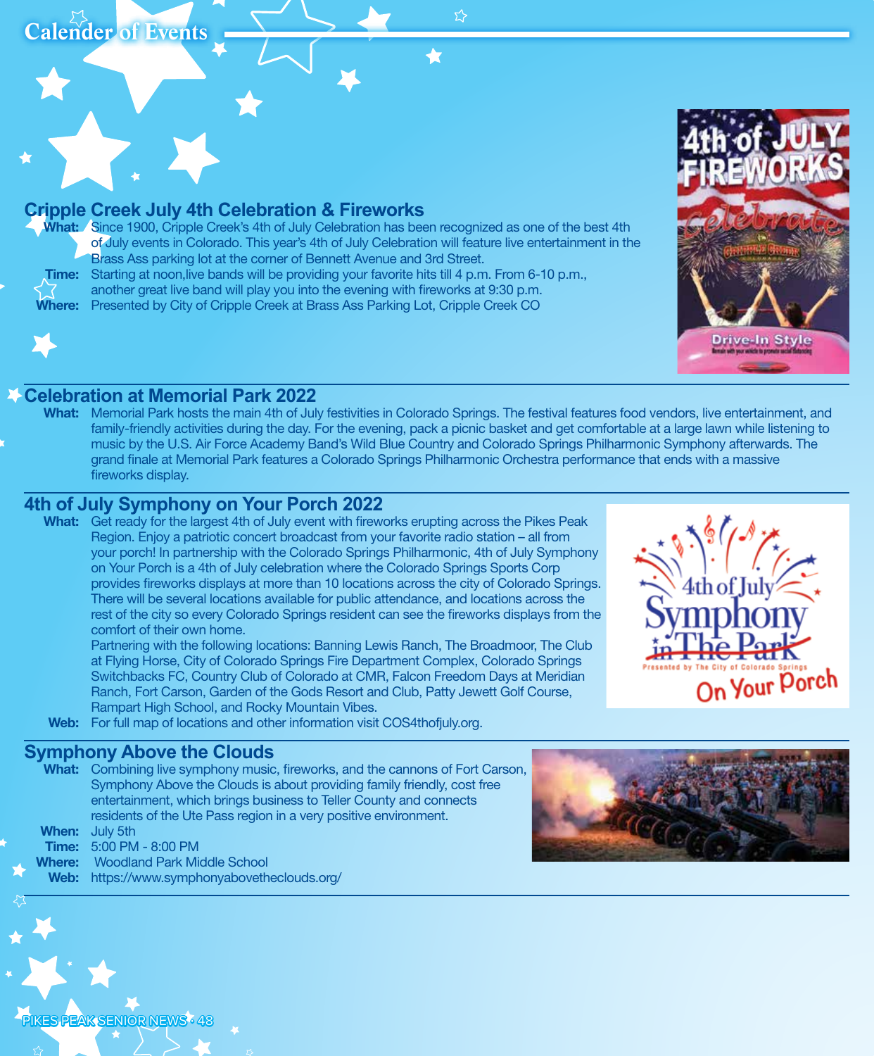# Calender of Events

## Cripple Creek July 4th Celebration & Fireworks

**What:** Since 1900, Cripple Creek's 4th of July Celebration has been recognized as one of the best 4th of July events in Colorado. This year's 4th of July Celebration will feature live entertainment in the Brass Ass parking lot at the corner of Bennett Avenue and 3rd Street.

**Time:** Starting at noon,live bands will be providing your favorite hits till 4 p.m. From 6-10 p.m., another great live band will play you into the evening with fireworks at 9:30 p.m.

**Where:** Presented by City of Cripple Creek at Brass Ass Parking Lot, Cripple Creek CO

## Celebration at Memorial Park 2022

**What:** Memorial Park hosts the main 4th of July festivities in Colorado Springs. The festival features food vendors, live entertainment, and family-friendly activities during the day. For the evening, pack a picnic basket and get comfortable at a large lawn while listening to music by the U.S. Air Force Academy Band's Wild Blue Country and Colorado Springs Philharmonic Symphony afterwards. The grand finale at Memorial Park features a Colorado Springs Philharmonic Orchestra performance that ends with a massive fireworks display.

## 4th of July Symphony on Your Porch 2022

**What:** Get ready for the largest 4th of July event with fireworks erupting across the Pikes Peak Region. Enjoy a patriotic concert broadcast from your favorite radio station – all from your porch! In partnership with the Colorado Springs Philharmonic, 4th of July Symphony on Your Porch is a 4th of July celebration where the Colorado Springs Sports Corp provides fireworks displays at more than 10 locations across the city of Colorado Springs. There will be several locations available for public attendance, and locations across the rest of the city so every Colorado Springs resident can see the fireworks displays from the comfort of their own home.

Partnering with the following locations: Banning Lewis Ranch, The Broadmoor, The Club at Flying Horse, City of Colorado Springs Fire Department Complex, Colorado Springs Switchbacks FC, Country Club of Colorado at CMR, Falcon Freedom Days at Meridian Ranch, Fort Carson, Garden of the Gods Resort and Club, Patty Jewett Golf Course, Rampart High School, and Rocky Mountain Vibes.

**Web:** For full map of locations and other information visit COS4thofjuly.org.

## Symphony Above the Clouds

**What:** Combining live symphony music, fireworks, and the cannons of Fort Carson, Symphony Above the Clouds is about providing family friendly, cost free entertainment, which brings business to Teller County and connects residents of the Ute Pass region in a very positive environment.

**When:** July 5th

**Time:** 5:00 PM - 8:00 PM

**Where:** Woodland Park Middle School

**Web:** https://www.symphonyabovetheclouds.org/